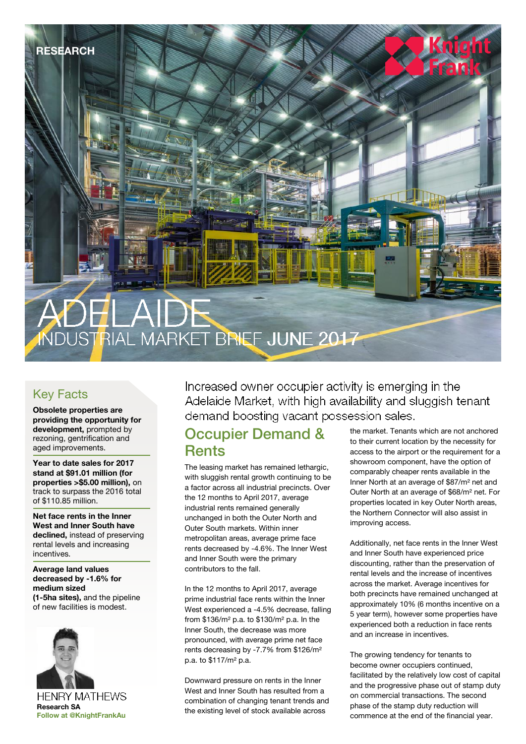RESEARCH

# ADELAIDE INDUSTRIAL MARKET BRIEF JUNE 2017

## Key Facts

**Obsolete properties are providing the opportunity for development,** prompted by rezoning, gentrification and aged improvements.

**Year to date sales for 2017 stand at $91.01 million (for properties >$5.00 million),** on track to surpass the 2016 total of $110.85 million.

**Net face rents in the Inner West and Inner South have declined,** instead of preserving rental levels and increasing incentives.

**Average land values decreased by -1.6% for medium sized (1-5ha sites),** and the pipeline of new facilities is modest.

HENRY MATHEWS
**Research SA**
**Follow at @KnightFrankAu**

Increased owner occupier activity is emerging in the Adelaide Market, with high availability and sluggish tenant demand boosting vacant possession sales.

## Occupier Demand & Rents

The leasing market has remained lethargic, with sluggish rental growth continuing to be a factor across all industrial precincts. Over the 12 months to April 2017, average industrial rents remained generally unchanged in both the Outer North and Outer South markets. Within inner metropolitan areas, average prime face rents decreased by -4.6%. The Inner West and Inner South were the primary contributors to the fall.

In the 12 months to April 2017, average prime industrial face rents within the Inner West experienced a -4.5% decrease, falling from $136/m² p.a. to $130/m² p.a. In the Inner South, the decrease was more pronounced, with average prime net face rents decreasing by -7.7% from $126/m² p.a. to $117/m² p.a.

Downward pressure on rents in the Inner West and Inner South has resulted from a combination of changing tenant trends and the existing level of stock available across the market. Tenants which are not anchored to their current location by the necessity for access to the airport or the requirement for a showroom component, have the option of comparably cheaper rents available in the Inner North at an average of $87/m² net and Outer North at an average of $68/m² net. For properties located in key Outer North areas, the Northern Connector will also assist in improving access.

Additionally, net face rents in the Inner West and Inner South have experienced price discounting, rather than the preservation of rental levels and the increase of incentives across the market. Average incentives for both precincts have remained unchanged at approximately 10% (6 months incentive on a 5 year term), however some properties have experienced both a reduction in face rents and an increase in incentives.

The growing tendency for tenants to become owner occupiers continued, facilitated by the relatively low cost of capital and the progressive phase out of stamp duty on commercial transactions. The second phase of the stamp duty reduction will commence at the end of the financial year.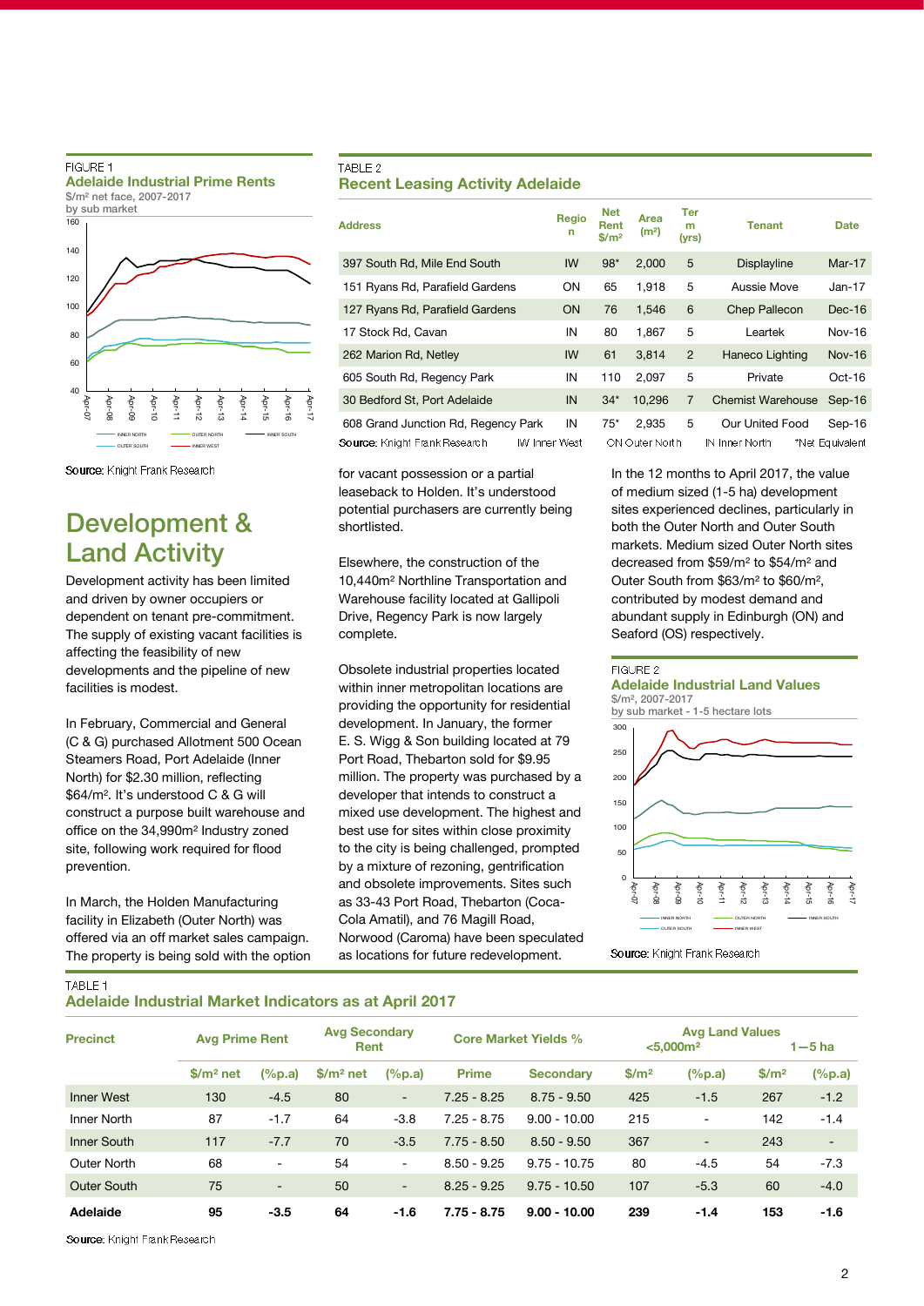FIGURE 1
**Adelaide Industrial Prime Rents**
$/m² net face, 2007-2017
by sub market

Source: Knight Frank Research

TABLE 2
**Recent Leasing Activity Adelaide**

| Address | Region | Net Rent $/m² | Area (m²) | Term (yrs) | Tenant | Date |
|---|---|---|---|---|---|---|
| 397 South Rd, Mile End South | IW | 98* | 2,000 | 5 | Displayline | Mar-17 |
| 151 Ryans Rd, Parafield Gardens | ON | 65 | 1,918 | 5 | Aussie Move | Jan-17 |
| 127 Ryans Rd, Parafield Gardens | ON | 76 | 1,546 | 6 | Chep Pallecon | Dec-16 |
| 17 Stock Rd, Cavan | IN | 80 | 1,867 | 5 | Leartek | Nov-16 |
| 262 Marion Rd, Netley | IW | 61 | 3,814 | 2 | Haneco Lighting | Nov-16 |
| 605 South Rd, Regency Park | IN | 110 | 2,097 | 5 | Private | Oct-16 |
| 30 Bedford St, Port Adelaide | IN | 34* | 10,296 | 7 | Chemist Warehouse | Sep-16 |
| 608 Grand Junction Rd, Regency Park | IN | 75* | 2,935 | 5 | Our United Food | Sep-16 |

Source: Knight Frank Research IW Inner West ON Outer North IN Inner North *Net Equivalent

## Development & Land Activity

Development activity has been limited and driven by owner occupiers or dependent on tenant pre-commitment. The supply of existing vacant facilities is affecting the feasibility of new developments and the pipeline of new facilities is modest.

In February, Commercial and General (C & G) purchased Allotment 500 Ocean Steamers Road, Port Adelaide (Inner North) for $2.30 million, reflecting $64/m². It's understood C & G will construct a purpose built warehouse and office on the 34,990m² Industry zoned site, following work required for flood prevention.

In March, the Holden Manufacturing facility in Elizabeth (Outer North) was offered via an off market sales campaign. The property is being sold with the option for vacant possession or a partial leaseback to Holden. It's understood potential purchasers are currently being shortlisted.

Elsewhere, the construction of the 10,440m² Northline Transportation and Warehouse facility located at Gallipoli Drive, Regency Park is now largely complete.

Obsolete industrial properties located within inner metropolitan locations are providing the opportunity for residential development. In January, the former E. S. Wigg & Son building located at 79 Port Road, Thebarton sold for $9.95 million. The property was purchased by a developer that intends to construct a mixed use development. The highest and best use for sites within close proximity to the city is being challenged, prompted by a mixture of rezoning, gentrification and obsolete improvements. Sites such as 33-43 Port Road, Thebarton (Coca-Cola Amatil), and 76 Magill Road, Norwood (Caroma) have been speculated as locations for future redevelopment.

In the 12 months to April 2017, the value of medium sized (1-5 ha) development sites experienced declines, particularly in both the Outer North and Outer South markets. Medium sized Outer North sites decreased from $59/m² to $54/m² and Outer South from $63/m² to $60/m², contributed by modest demand and abundant supply in Edinburgh (ON) and Seaford (OS) respectively.

FIGURE 2
**Adelaide Industrial Land Values**
$/m², 2007-2017
by sub market - 1-5 hectare lots

Source: Knight Frank Research

TABLE 1
**Adelaide Industrial Market Indicators as at April 2017**

| Precinct | Avg Prime Rent | | Avg Secondary Rent | | Core Market Yields % | | Avg Land Values <5,000m² | | 1—5 ha | |
|---|---|---|---|---|---|---|---|---|---|---|
| | $/m² net | (%p.a) | $/m² net | (%p.a) | Prime | Secondary | $/m² | (%p.a) | $/m² | (%p.a) |
| Inner West | 130 | -4.5 | 80 | - | 7.25 - 8.25 | 8.75 - 9.50 | 425 | -1.5 | 267 | -1.2 |
| Inner North | 87 | -1.7 | 64 | -3.8 | 7.25 - 8.75 | 9.00 - 10.00 | 215 | - | 142 | -1.4 |
| Inner South | 117 | -7.7 | 70 | -3.5 | 7.75 - 8.50 | 8.50 - 9.50 | 367 | - | 243 | - |
| Outer North | 68 | - | 54 | - | 8.50 - 9.25 | 9.75 - 10.75 | 80 | -4.5 | 54 | -7.3 |
| Outer South | 75 | - | 50 | - | 8.25 - 9.25 | 9.75 - 10.50 | 107 | -5.3 | 60 | -4.0 |
| **Adelaide** | **95** | **-3.5** | **64** | **-1.6** | **7.75 - 8.75** | **9.00 - 10.00** | **239** | **-1.4** | **153** | **-1.6** |

Source: Knight Frank Research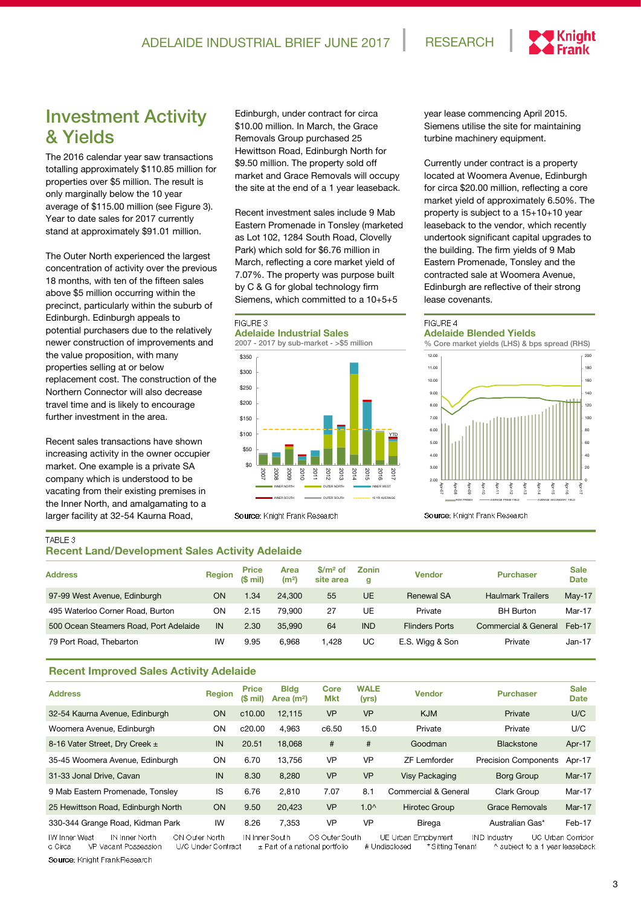## Investment Activity & Yields

The 2016 calendar year saw transactions totalling approximately $110.85 million for properties over $5 million. The result is only marginally below the 10 year average of $115.00 million (see Figure 3). Year to date sales for 2017 currently stand at approximately $91.01 million.

The Outer North experienced the largest concentration of activity over the previous 18 months, with ten of the fifteen sales above $5 million occurring within the precinct, particularly within the suburb of Edinburgh. Edinburgh appeals to potential purchasers due to the relatively newer construction of improvements and the value proposition, with many properties selling at or below replacement cost. The construction of the Northern Connector will also decrease travel time and is likely to encourage further investment in the area.

Recent sales transactions have shown increasing activity in the owner occupier market. One example is a private SA company which is understood to be vacating from their existing premises in the Inner North, and amalgamating to a larger facility at 32-54 Kaurna Road, Edinburgh, under contract for circa $10.00 million. In March, the Grace Removals Group purchased 25 Hewittson Road, Edinburgh North for $9.50 million. The property sold off market and Grace Removals will occupy the site at the end of a 1 year leaseback.

Recent investment sales include 9 Mab Eastern Promenade in Tonsley (marketed as Lot 102, 1284 South Road, Clovelly Park) which sold for $6.76 million in March, reflecting a core market yield of 7.07%. The property was purpose built by C & G for global technology firm Siemens, which committed to a 10+5+5 year lease commencing April 2015. Siemens utilise the site for maintaining turbine machinery equipment.

Currently under contract is a property located at Woomera Avenue, Edinburgh for circa $20.00 million, reflecting a core market yield of approximately 6.50%. The property is subject to a 15+10+10 year leaseback to the vendor, which recently undertook significant capital upgrades to the building. The firm yields of 9 Mab Eastern Promenade, Tonsley and the contracted sale at Woomera Avenue, Edinburgh are reflective of their strong lease covenants.

FIGURE 3
**Adelaide Industrial Sales**
2007 - 2017 by sub-market - >$5 million

Source: Knight Frank Research

FIGURE 4
**Adelaide Blended Yields**
% Core market yields (LHS) & bps spread (RHS)

Source: Knight Frank Research

TABLE 3
### Recent Land/Development Sales Activity Adelaide

| Address | Region | Price ($ mil) | Area (m²) | $/m² of site area | Zoning | Vendor | Purchaser | Sale Date |
|---|---|---|---|---|---|---|---|---|
| 97-99 West Avenue, Edinburgh | ON | 1.34 | 24,300 | 55 | UE | Renewal SA | Haulmark Trailers | May-17 |
| 495 Waterloo Corner Road, Burton | ON | 2.15 | 79,900 | 27 | UE | Private | BH Burton | Mar-17 |
| 500 Ocean Steamers Road, Port Adelaide | IN | 2.30 | 35,990 | 64 | IND | Flinders Ports | Commercial & General | Feb-17 |
| 79 Port Road, Thebarton | IW | 9.95 | 6,968 | 1,428 | UC | E.S. Wigg & Son | Private | Jan-17 |

### Recent Improved Sales Activity Adelaide

| Address | Region | Price ($ mil) | Bldg Area (m²) | Core Mkt | WALE (yrs) | Vendor | Purchaser | Sale Date |
|---|---|---|---|---|---|---|---|---|
| 32-54 Kaurna Avenue, Edinburgh | ON | c10.00 | 12,115 | VP | VP | KJM | Private | U/C |
| Woomera Avenue, Edinburgh | ON | c20.00 | 4,963 | c6.50 | 15.0 | Private | Private | U/C |
| 8-16 Vater Street, Dry Creek ± | IN | 20.51 | 18,068 | # | # | Goodman | Blackstone | Apr-17 |
| 35-45 Woomera Avenue, Edinburgh | ON | 6.70 | 13,756 | VP | VP | ZF Lemforder | Precision Components | Apr-17 |
| 31-33 Jonal Drive, Cavan | IN | 8.30 | 8,280 | VP | VP | Visy Packaging | Borg Group | Mar-17 |
| 9 Mab Eastern Promenade, Tonsley | IS | 6.76 | 2,810 | 7.07 | 8.1 | Commercial & General | Clark Group | Mar-17 |
| 25 Hewittson Road, Edinburgh North | ON | 9.50 | 20,423 | VP | 1.0^ | Hirotec Group | Grace Removals | Mar-17 |
| 330-344 Grange Road, Kidman Park | IW | 8.26 | 7,353 | VP | VP | Birega | Australian Gas* | Feb-17 |

IW Inner West IN Inner North ON Outer North IN Inner South OS Outer South UE Urban Employment IND Industry UC Urban Corridor
c Circa VP Vacant Possession U/C Under Contract ± Part of a national portfolio # Undisclosed * Sitting Tenant ^ subject to a 1 year leaseback

Source: Knight Frank Research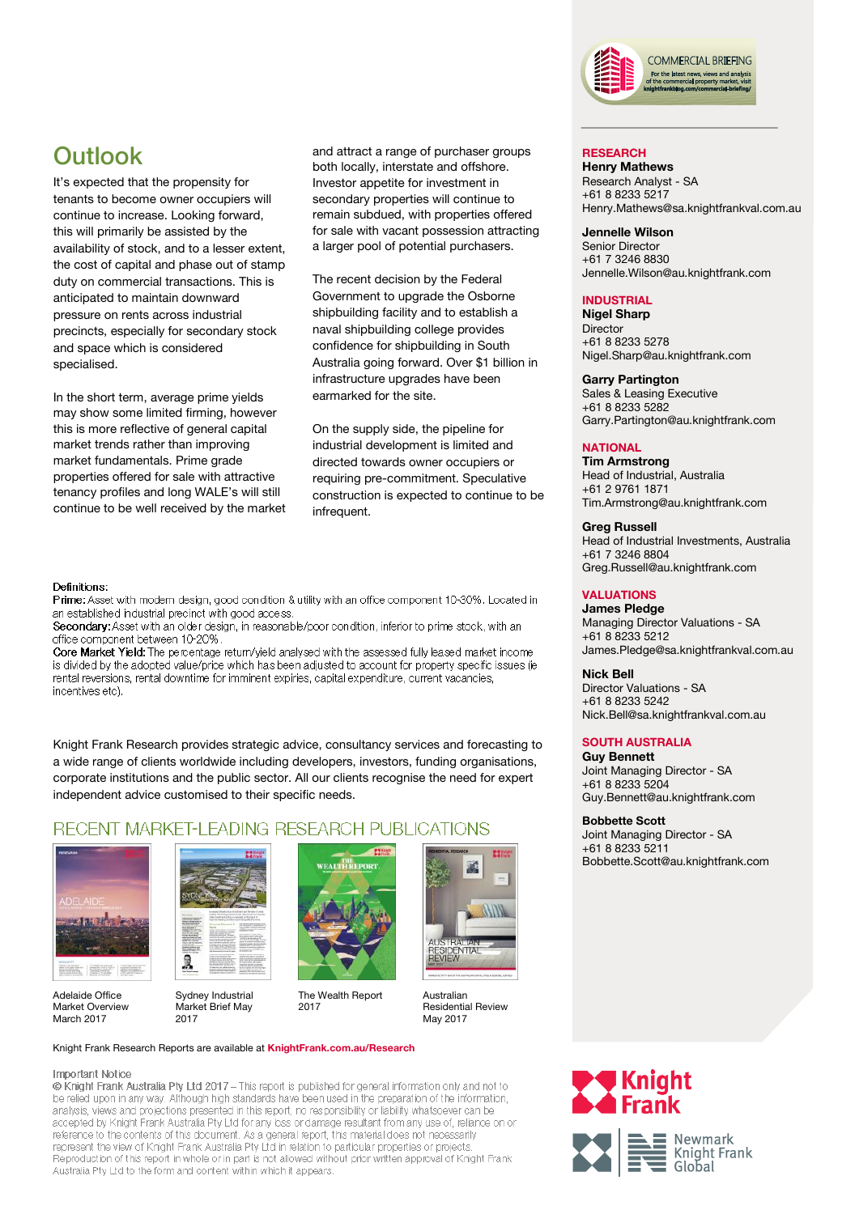## Outlook

It's expected that the propensity for tenants to become owner occupiers will continue to increase. Looking forward, this will primarily be assisted by the availability of stock, and to a lesser extent, the cost of capital and phase out of stamp duty on commercial transactions. This is anticipated to maintain downward pressure on rents across industrial precincts, especially for secondary stock and space which is considered specialised.

In the short term, average prime yields may show some limited firming, however this is more reflective of general capital market trends rather than improving market fundamentals. Prime grade properties offered for sale with attractive tenancy profiles and long WALE's will still continue to be well received by the market and attract a range of purchaser groups both locally, interstate and offshore. Investor appetite for investment in secondary properties will continue to remain subdued, with properties offered for sale with vacant possession attracting a larger pool of potential purchasers.

The recent decision by the Federal Government to upgrade the Osborne shipbuilding facility and to establish a naval shipbuilding college provides confidence for shipbuilding in South Australia going forward. Over $1 billion in infrastructure upgrades have been earmarked for the site.

On the supply side, the pipeline for industrial development is limited and directed towards owner occupiers or requiring pre-commitment. Speculative construction is expected to continue to be infrequent.

Definitions:

**Prime:** Asset with modern design, good condition & utility with an office component 10-30%. Located in an established industrial precinct with good access.

**Secondary:** Asset with an older design, in reasonable/poor condition, inferior to prime stock, with an office component between 10-20%.

**Core Market Yield:** The percentage return/yield analysed with the assessed fully leased market income is divided by the adopted value/price which has been adjusted to account for property specific issues (ie rental reversions, rental downtime for imminent expiries, capital expenditure, current vacancies, incentives etc).

Knight Frank Research provides strategic advice, consultancy services and forecasting to a wide range of clients worldwide including developers, investors, funding organisations, corporate institutions and the public sector. All our clients recognise the need for expert independent advice customised to their specific needs.

## RECENT MARKET-LEADING RESEARCH PUBLICATIONS

Adelaide Office Market Overview March 2017

Sydney Industrial Market Brief May 2017

The Wealth Report 2017

Australian Residential Review May 2017

Knight Frank Research Reports are available at **KnightFrank.com.au/Research**

Important Notice

© Knight Frank Australia Pty Ltd 2017 – This report is published for general information only and not to be relied upon in any way. Although high standards have been used in the preparation of the information, analysis, views and projections presented in this report, no responsibility or liability whatsoever can be accepted by Knight Frank Australia Pty Ltd for any loss or damage resultant from any use of, reliance on or reference to the contents of this document. As a general report, this material does not necessarily represent the view of Knight Frank Australia Pty Ltd in relation to particular properties or projects. Reproduction of this report in whole or in part is not allowed without prior written approval of Knight Frank Australia Pty Ltd to the form and content within which it appears.

COMMERCIAL BRIEFING

For the latest news, views and analysis of the commercial property market, visit knightfrankblog.com/commercial-briefing/

**RESEARCH**

**Henry Mathews**
Research Analyst - SA
+61 8 8233 5217
Henry.Mathews@sa.knightfrankval.com.au

**Jennelle Wilson**
Senior Director
+61 7 3246 8830
Jennelle.Wilson@au.knightfrank.com

**INDUSTRIAL**

**Nigel Sharp**
Director
+61 8 8233 5278
Nigel.Sharp@au.knightfrank.com

**Garry Partington**
Sales & Leasing Executive
+61 8 8233 5282
Garry.Partington@au.knightfrank.com

**NATIONAL**

**Tim Armstrong**
Head of Industrial, Australia
+61 2 9761 1871
Tim.Armstrong@au.knightfrank.com

**Greg Russell**
Head of Industrial Investments, Australia
+61 7 3246 8804
Greg.Russell@au.knightfrank.com

**VALUATIONS**

**James Pledge**
Managing Director Valuations - SA
+61 8 8233 5212
James.Pledge@sa.knightfrankval.com.au

**Nick Bell**
Director Valuations - SA
+61 8 8233 5242
Nick.Bell@sa.knightfrankval.com.au

**SOUTH AUSTRALIA**

**Guy Bennett**
Joint Managing Director - SA
+61 8 8233 5204
Guy.Bennett@au.knightfrank.com

**Bobbette Scott**
Joint Managing Director - SA
+61 8 8233 5211
Bobbette.Scott@au.knightfrank.com

Knight Frank

Newmark Knight Frank Global